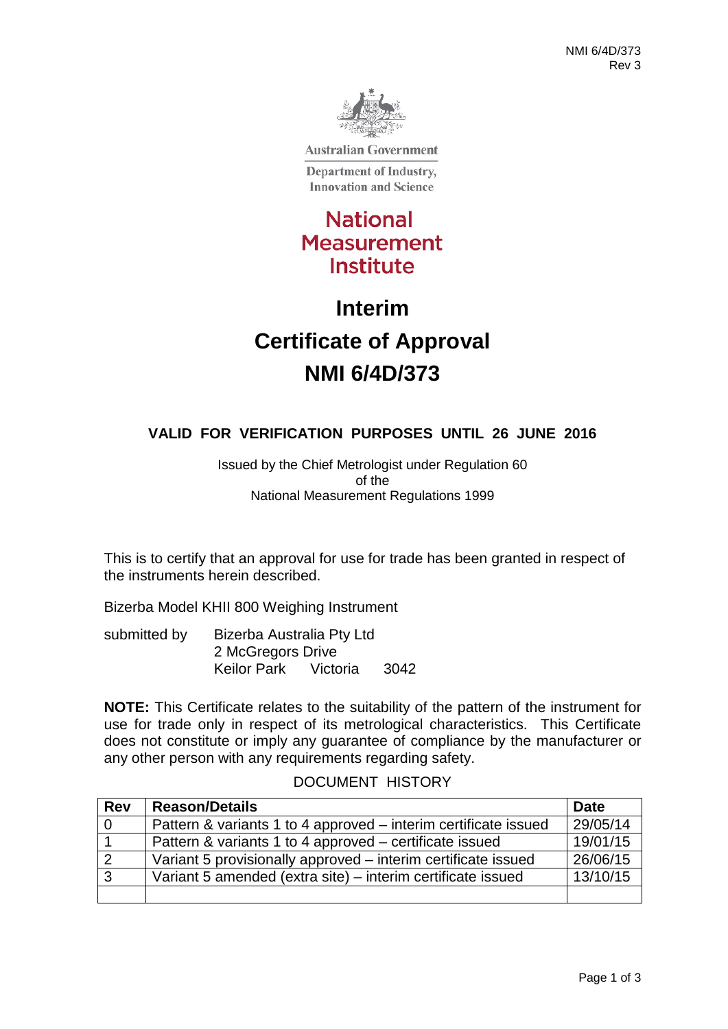Australian Government

Department of Industry, Innovation and Science

**National Measurement Institute**

# Interim Certificate of Approval NMI 6/4D/373

**VALID FOR VERIFICATION PURPOSES UNTIL 26 JUNE 2016**

Issued by the Chief Metrologist under Regulation 60 of the National Measurement Regulations 1999

This is to certify that an approval for use for trade has been granted in respect of the instruments herein described.

Bizerba Model KHII 800 Weighing Instrument

submitted by Bizerba Australia Pty Ltd
2 McGregors Drive
Keilor Park Victoria 3042

**NOTE:** This Certificate relates to the suitability of the pattern of the instrument for use for trade only in respect of its metrological characteristics. This Certificate does not constitute or imply any guarantee of compliance by the manufacturer or any other person with any requirements regarding safety.

DOCUMENT HISTORY

| Rev | Reason/Details | Date |
|---|---|---|
| 0 | Pattern & variants 1 to 4 approved – interim certificate issued | 29/05/14 |
| 1 | Pattern & variants 1 to 4 approved – certificate issued | 19/01/15 |
| 2 | Variant 5 provisionally approved – interim certificate issued | 26/06/15 |
| 3 | Variant 5 amended (extra site) – interim certificate issued | 13/10/15 |
| | | |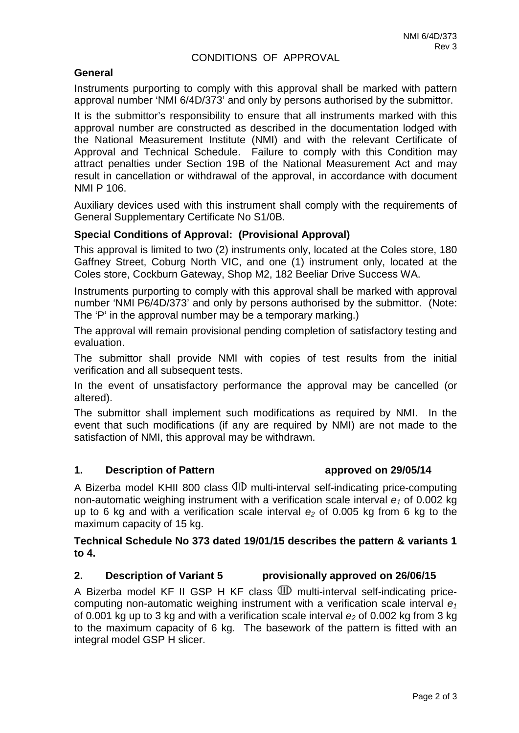CONDITIONS OF APPROVAL

**General**

Instruments purporting to comply with this approval shall be marked with pattern approval number 'NMI 6/4D/373' and only by persons authorised by the submittor.

It is the submittor's responsibility to ensure that all instruments marked with this approval number are constructed as described in the documentation lodged with the National Measurement Institute (NMI) and with the relevant Certificate of Approval and Technical Schedule. Failure to comply with this Condition may attract penalties under Section 19B of the National Measurement Act and may result in cancellation or withdrawal of the approval, in accordance with document NMI P 106.

Auxiliary devices used with this instrument shall comply with the requirements of General Supplementary Certificate No S1/0B.

**Special Conditions of Approval: (Provisional Approval)**

This approval is limited to two (2) instruments only, located at the Coles store, 180 Gaffney Street, Coburg North VIC, and one (1) instrument only, located at the Coles store, Cockburn Gateway, Shop M2, 182 Beeliar Drive Success WA.

Instruments purporting to comply with this approval shall be marked with approval number 'NMI P6/4D/373' and only by persons authorised by the submittor. (Note: The 'P' in the approval number may be a temporary marking.)

The approval will remain provisional pending completion of satisfactory testing and evaluation.

The submittor shall provide NMI with copies of test results from the initial verification and all subsequent tests.

In the event of unsatisfactory performance the approval may be cancelled (or altered).

The submittor shall implement such modifications as required by NMI. In the event that such modifications (if any are required by NMI) are not made to the satisfaction of NMI, this approval may be withdrawn.

## 1. Description of Pattern approved on 29/05/14

A Bizerba model KHII 800 class III multi-interval self-indicating price-computing non-automatic weighing instrument with a verification scale interval $e_1$ of 0.002 kg up to 6 kg and with a verification scale interval $e_2$ of 0.005 kg from 6 kg to the maximum capacity of 15 kg.

**Technical Schedule No 373 dated 19/01/15 describes the pattern & variants 1 to 4.**

## 2. Description of Variant 5 provisionally approved on 26/06/15

A Bizerba model KF II GSP H KF class III multi-interval self-indicating price-computing non-automatic weighing instrument with a verification scale interval $e_1$ of 0.001 kg up to 3 kg and with a verification scale interval $e_2$ of 0.002 kg from 3 kg to the maximum capacity of 6 kg. The basework of the pattern is fitted with an integral model GSP H slicer.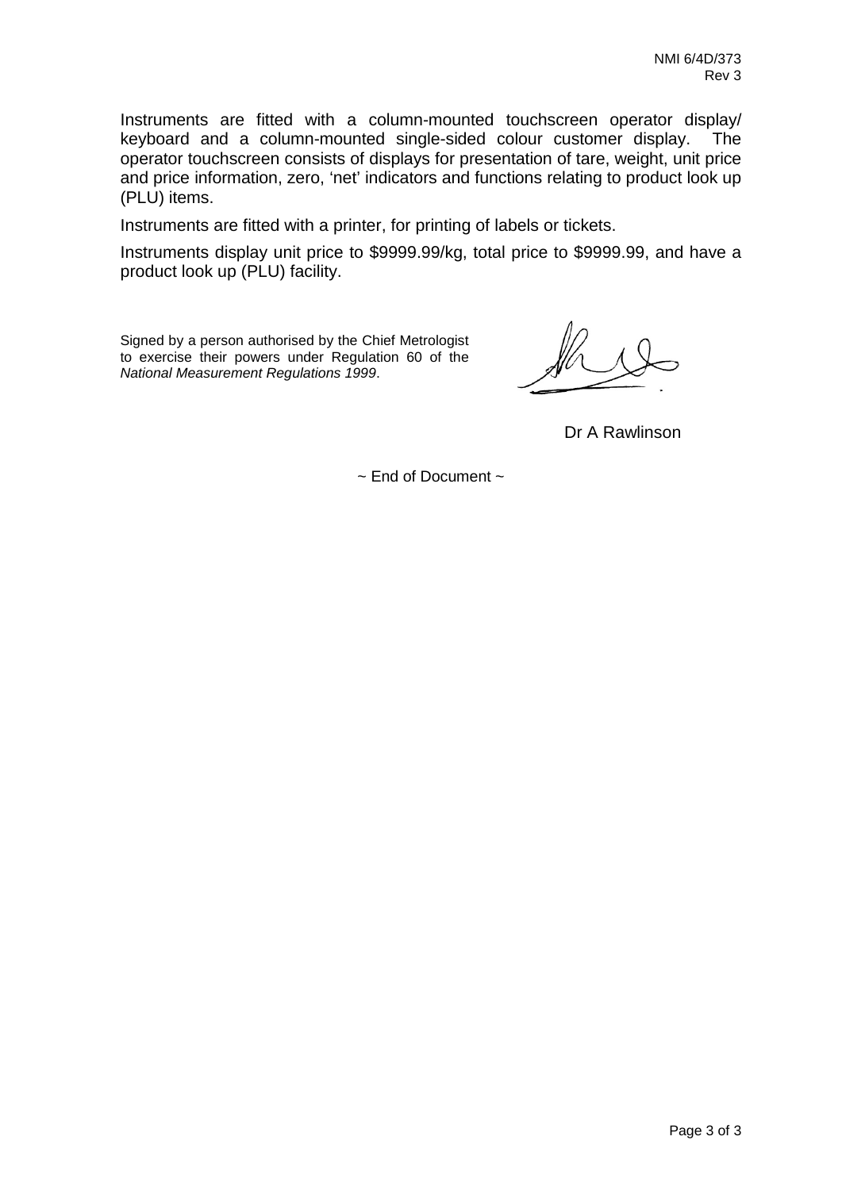Instruments are fitted with a column-mounted touchscreen operator display/ keyboard and a column-mounted single-sided colour customer display. The operator touchscreen consists of displays for presentation of tare, weight, unit price and price information, zero, 'net' indicators and functions relating to product look up (PLU) items.

Instruments are fitted with a printer, for printing of labels or tickets.

Instruments display unit price to $9999.99/kg, total price to $9999.99, and have a product look up (PLU) facility.

Signed by a person authorised by the Chief Metrologist to exercise their powers under Regulation 60 of the *National Measurement Regulations 1999*.

Dr A Rawlinson

~ End of Document ~